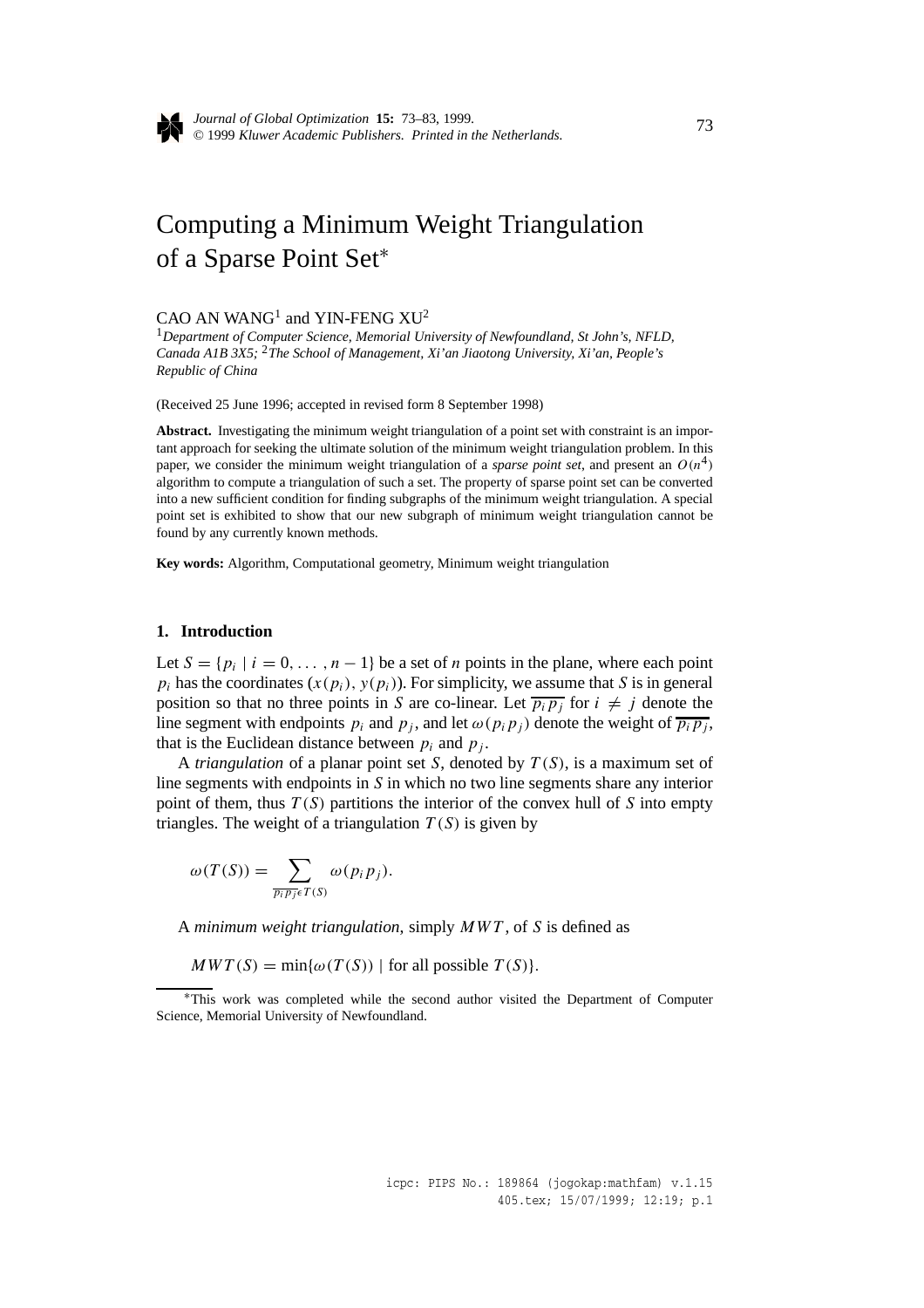# Computing a Minimum Weight Triangulation of a Sparse Point Set*

CAO AN WANG[1] and YIN-FENG XU[2]

[1]*Department of Computer Science, Memorial University of Newfoundland, St John's, NFLD, Canada A1B 3X5;* [2]*The School of Management, Xi'an Jiaotong University, Xi'an, People's Republic of China*

(Received 25 June 1996; accepted in revised form 8 September 1998)

**Abstract.** Investigating the minimum weight triangulation of a point set with constraint is an important approach for seeking the ultimate solution of the minimum weight triangulation problem. In this paper, we consider the minimum weight triangulation of a *sparse point set*, and present an $O(n^4)$ algorithm to compute a triangulation of such a set. The property of sparse point set can be converted into a new sufficient condition for finding subgraphs of the minimum weight triangulation. A special point set is exhibited to show that our new subgraph of minimum weight triangulation cannot be found by any currently known methods.

**Key words:** Algorithm, Computational geometry, Minimum weight triangulation

## 1. Introduction

Let $S = \{p_i \mid i = 0, \ldots, n-1\}$ be a set of $n$ points in the plane, where each point $p_i$ has the coordinates $(x(p_i), y(p_i))$. For simplicity, we assume that $S$ is in general position so that no three points in $S$ are co-linear. Let $\overline{p_i p_j}$ for $i \neq j$ denote the line segment with endpoints $p_i$ and $p_j$, and let $\omega(p_i p_j)$ denote the weight of $\overline{p_i p_j}$, that is the Euclidean distance between $p_i$ and $p_j$.

A *triangulation* of a planar point set $S$, denoted by $T(S)$, is a maximum set of line segments with endpoints in $S$ in which no two line segments share any interior point of them, thus $T(S)$ partitions the interior of the convex hull of $S$ into empty triangles. The weight of a triangulation $T(S)$ is given by

$$\omega(T(S)) = \sum_{\overline{p_i p_j} \in T(S)} \omega(p_i p_j).$$

A *minimum weight triangulation*, simply $MWT$, of $S$ is defined as

$$MWT(S) = \min\{\omega(T(S)) \mid \text{for all possible } T(S)\}.$$

*This work was completed while the second author visited the Department of Computer Science, Memorial University of Newfoundland.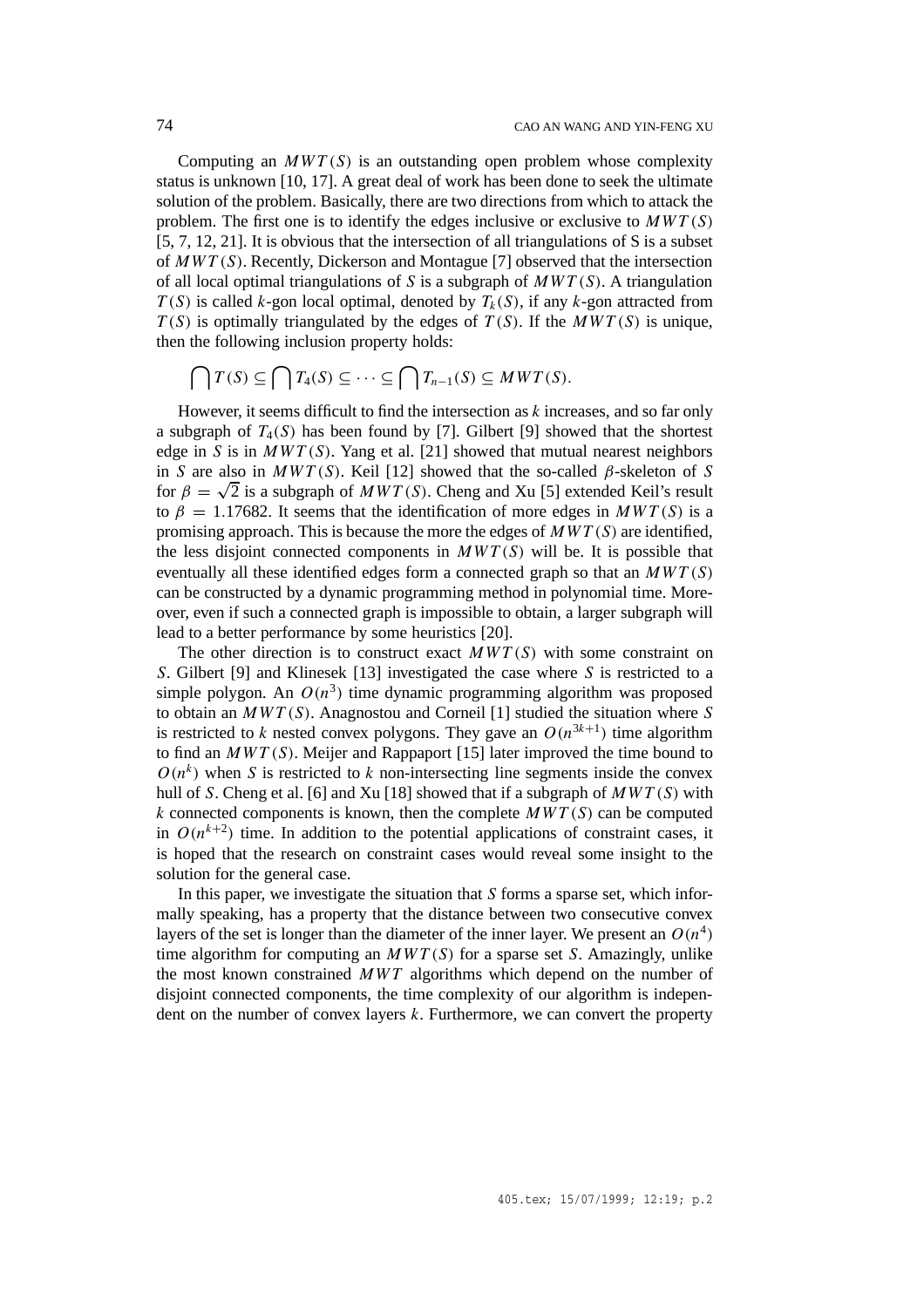Computing an $MWT(S)$ is an outstanding open problem whose complexity status is unknown [10, 17]. A great deal of work has been done to seek the ultimate solution of the problem. Basically, there are two directions from which to attack the problem. The first one is to identify the edges inclusive or exclusive to $MWT(S)$ [5, 7, 12, 21]. It is obvious that the intersection of all triangulations of S is a subset of $MWT(S)$. Recently, Dickerson and Montague [7] observed that the intersection of all local optimal triangulations of $S$ is a subgraph of $MWT(S)$. A triangulation $T(S)$ is called $k$-gon local optimal, denoted by $T_k(S)$, if any $k$-gon attracted from $T(S)$ is optimally triangulated by the edges of $T(S)$. If the $MWT(S)$ is unique, then the following inclusion property holds:

$$\bigcap T(S) \subseteq \bigcap T_4(S) \subseteq \cdots \subseteq \bigcap T_{n-1}(S) \subseteq MWT(S).$$

However, it seems difficult to find the intersection as $k$ increases, and so far only a subgraph of $T_4(S)$ has been found by [7]. Gilbert [9] showed that the shortest edge in $S$ is in $MWT(S)$. Yang et al. [21] showed that mutual nearest neighbors in $S$ are also in $MWT(S)$. Keil [12] showed that the so-called $\beta$-skeleton of $S$ for $\beta = \sqrt{2}$ is a subgraph of $MWT(S)$. Cheng and Xu [5] extended Keil's result to $\beta = 1.17682$. It seems that the identification of more edges in $MWT(S)$ is a promising approach. This is because the more the edges of $MWT(S)$ are identified, the less disjoint connected components in $MWT(S)$ will be. It is possible that eventually all these identified edges form a connected graph so that an $MWT(S)$ can be constructed by a dynamic programming method in polynomial time. Moreover, even if such a connected graph is impossible to obtain, a larger subgraph will lead to a better performance by some heuristics [20].

The other direction is to construct exact $MWT(S)$ with some constraint on $S$. Gilbert [9] and Klinesek [13] investigated the case where $S$ is restricted to a simple polygon. An $O(n^3)$ time dynamic programming algorithm was proposed to obtain an $MWT(S)$. Anagnostou and Corneil [1] studied the situation where $S$ is restricted to $k$ nested convex polygons. They gave an $O(n^{3k+1})$ time algorithm to find an $MWT(S)$. Meijer and Rappaport [15] later improved the time bound to $O(n^k)$ when $S$ is restricted to $k$ non-intersecting line segments inside the convex hull of $S$. Cheng et al. [6] and Xu [18] showed that if a subgraph of $MWT(S)$ with $k$ connected components is known, then the complete $MWT(S)$ can be computed in $O(n^{k+2})$ time. In addition to the potential applications of constraint cases, it is hoped that the research on constraint cases would reveal some insight to the solution for the general case.

In this paper, we investigate the situation that $S$ forms a sparse set, which informally speaking, has a property that the distance between two consecutive convex layers of the set is longer than the diameter of the inner layer. We present an $O(n^4)$ time algorithm for computing an $MWT(S)$ for a sparse set $S$. Amazingly, unlike the most known constrained $MWT$ algorithms which depend on the number of disjoint connected components, the time complexity of our algorithm is independent on the number of convex layers $k$. Furthermore, we can convert the property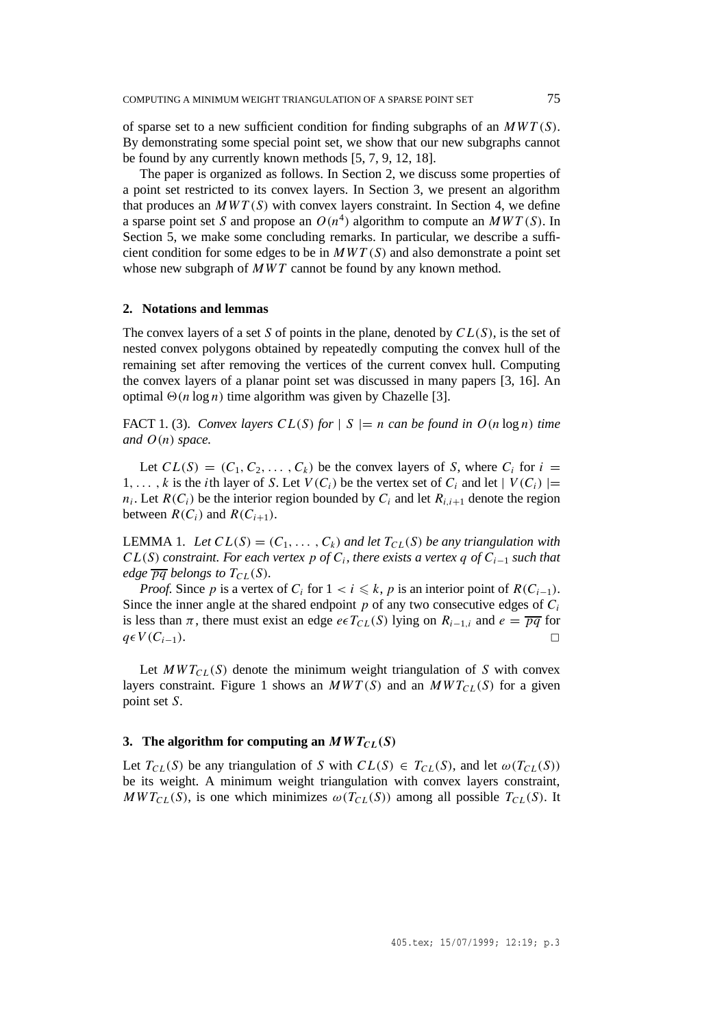of sparse set to a new sufficient condition for finding subgraphs of an $MWT(S)$. By demonstrating some special point set, we show that our new subgraphs cannot be found by any currently known methods [5, 7, 9, 12, 18].

The paper is organized as follows. In Section 2, we discuss some properties of a point set restricted to its convex layers. In Section 3, we present an algorithm that produces an $MWT(S)$ with convex layers constraint. In Section 4, we define a sparse point set $S$ and propose an $O(n^4)$ algorithm to compute an $MWT(S)$. In Section 5, we make some concluding remarks. In particular, we describe a sufficient condition for some edges to be in $MWT(S)$ and also demonstrate a point set whose new subgraph of $MWT$ cannot be found by any known method.

## 2. Notations and lemmas

The convex layers of a set $S$ of points in the plane, denoted by $CL(S)$, is the set of nested convex polygons obtained by repeatedly computing the convex hull of the remaining set after removing the vertices of the current convex hull. Computing the convex layers of a planar point set was discussed in many papers [3, 16]. An optimal $\Theta(n \log n)$ time algorithm was given by Chazelle [3].

FACT 1. (3). *Convex layers $CL(S)$ for $|S| = n$ can be found in $O(n \log n)$ time and $O(n)$ space.*

Let $CL(S) = (C_1, C_2, \ldots, C_k)$ be the convex layers of $S$, where $C_i$ for $i = 1, \ldots, k$ is the $i$th layer of $S$. Let $V(C_i)$ be the vertex set of $C_i$ and let $|V(C_i)| = n_i$. Let $R(C_i)$ be the interior region bounded by $C_i$ and let $R_{i,i+1}$ denote the region between $R(C_i)$ and $R(C_{i+1})$.

LEMMA 1. *Let $CL(S) = (C_1, \ldots, C_k)$ and let $T_{CL}(S)$ be any triangulation with $CL(S)$ constraint. For each vertex $p$ of $C_i$, there exists a vertex $q$ of $C_{i-1}$ such that edge $\overline{pq}$ belongs to $T_{CL}(S)$.*

*Proof.* Since $p$ is a vertex of $C_i$ for $1 < i \leqslant k$, $p$ is an interior point of $R(C_{i-1})$. Since the inner angle at the shared endpoint $p$ of any two consecutive edges of $C_i$ is less than $\pi$, there must exist an edge $e \epsilon T_{CL}(S)$ lying on $R_{i-1,i}$ and $e = \overline{pq}$ for $q \epsilon V(C_{i-1})$. □

Let $MWT_{CL}(S)$ denote the minimum weight triangulation of $S$ with convex layers constraint. Figure 1 shows an $MWT(S)$ and an $MWT_{CL}(S)$ for a given point set $S$.

## 3. The algorithm for computing an $MWT_{CL}(S)$

Let $T_{CL}(S)$ be any triangulation of $S$ with $CL(S) \in T_{CL}(S)$, and let $\omega(T_{CL}(S))$ be its weight. A minimum weight triangulation with convex layers constraint, $MWT_{CL}(S)$, is one which minimizes $\omega(T_{CL}(S))$ among all possible $T_{CL}(S)$. It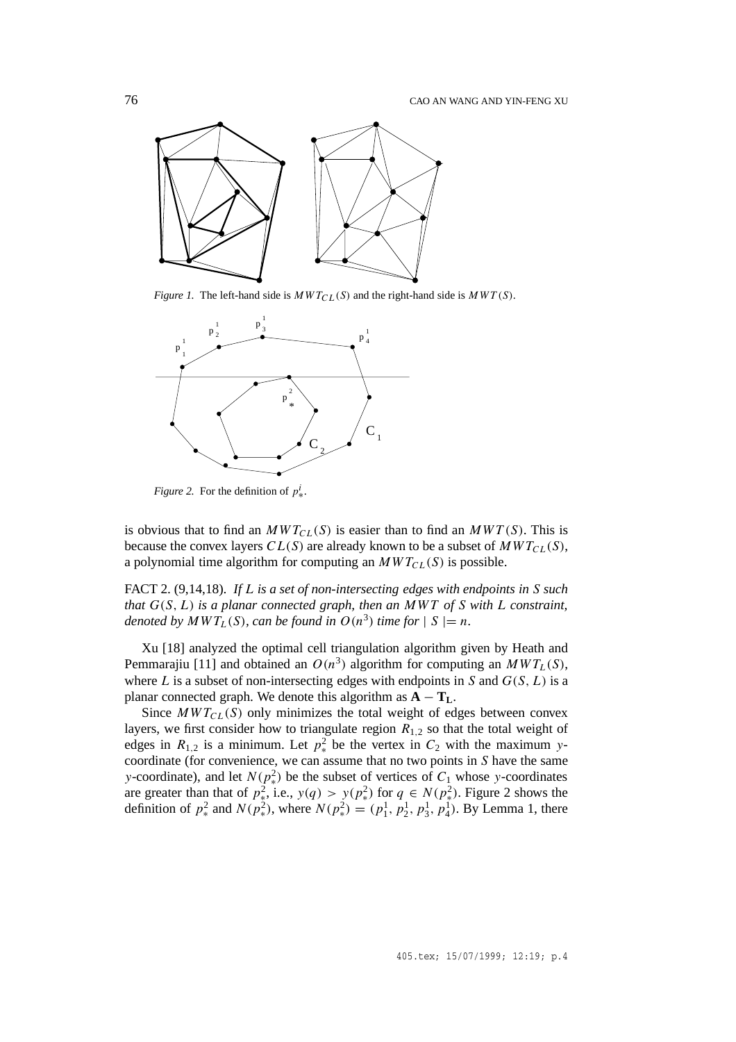*Figure 1.* The left-hand side is $MWT_{CL}(S)$ and the right-hand side is $MWT(S)$.

*Figure 2.* For the definition of $p_*^i$.

is obvious that to find an $MWT_{CL}(S)$ is easier than to find an $MWT(S)$. This is because the convex layers $CL(S)$ are already known to be a subset of $MWT_{CL}(S)$, a polynomial time algorithm for computing an $MWT_{CL}(S)$ is possible.

FACT 2. (9,14,18). *If $L$ is a set of non-intersecting edges with endpoints in $S$ such that $G(S, L)$ is a planar connected graph, then an $MWT$ of $S$ with $L$ constraint, denoted by $MWT_L(S)$, can be found in $O(n^3)$ time for $|S| = n$.*

Xu [18] analyzed the optimal cell triangulation algorithm given by Heath and Pemmarajiu [11] and obtained an $O(n^3)$ algorithm for computing an $MWT_L(S)$, where $L$ is a subset of non-intersecting edges with endpoints in $S$ and $G(S, L)$ is a planar connected graph. We denote this algorithm as $\mathbf{A} - \mathbf{T_L}$.

Since $MWT_{CL}(S)$ only minimizes the total weight of edges between convex layers, we first consider how to triangulate region $R_{1,2}$ so that the total weight of edges in $R_{1,2}$ is a minimum. Let $p_*^2$ be the vertex in $C_2$ with the maximum $y$-coordinate (for convenience, we can assume that no two points in $S$ have the same $y$-coordinate), and let $N(p_*^2)$ be the subset of vertices of $C_1$ whose $y$-coordinates are greater than that of $p_*^2$, i.e., $y(q) > y(p_*^2)$ for $q \in N(p_*^2)$. Figure 2 shows the definition of $p_*^2$ and $N(p_*^2)$, where $N(p_*^2) = (p_1^1, p_2^1, p_3^1, p_4^1)$. By Lemma 1, there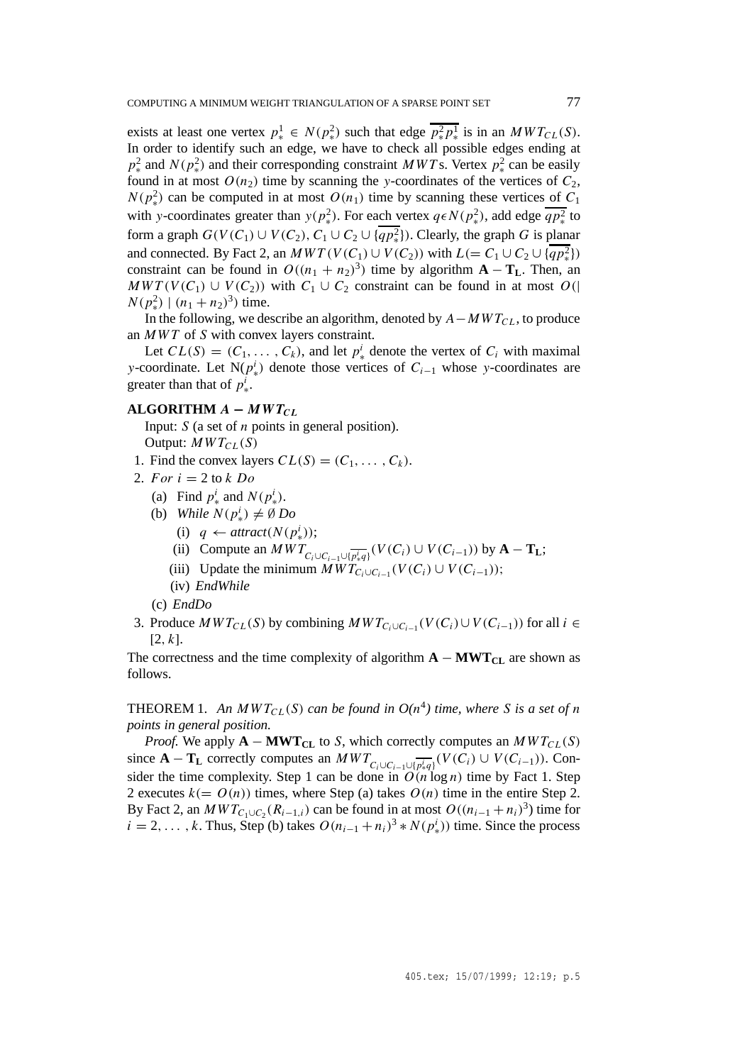exists at least one vertex $p_*^1 \in N(p_*^2)$ such that edge $\overline{p_*^2 p_*^1}$ is in an $MWT_{CL}(S)$. In order to identify such an edge, we have to check all possible edges ending at $p_*^2$ and $N(p_*^2)$ and their corresponding constraint $MWT$s. Vertex $p_*^2$ can be easily found in at most $O(n_2)$ time by scanning the $y$-coordinates of the vertices of $C_2$, $N(p_*^2)$ can be computed in at most $O(n_1)$ time by scanning these vertices of $C_1$ with $y$-coordinates greater than $y(p_*^2)$. For each vertex $q \epsilon N(p_*^2)$, add edge $\overline{qp_*^2}$ to form a graph $G(V(C_1) \cup V(C_2), C_1 \cup C_2 \cup \{\overline{qp_*^2}\})$. Clearly, the graph $G$ is planar and connected. By Fact 2, an $MWT(V(C_1) \cup V(C_2))$ with $L(= C_1 \cup C_2 \cup \{\overline{qp_*^2}\})$ constraint can be found in $O((n_1 + n_2)^3)$ time by algorithm $\mathbf{A} - \mathbf{T_L}$. Then, an $MWT(V(C_1) \cup V(C_2))$ with $C_1 \cup C_2$ constraint can be found in at most $O(| N(p_*^2) | (n_1 + n_2)^3)$ time.

In the following, we describe an algorithm, denoted by $A - MWT_{CL}$, to produce an $MWT$ of $S$ with convex layers constraint.

Let $CL(S) = (C_1, \ldots, C_k)$, and let $p_*^i$ denote the vertex of $C_i$ with maximal $y$-coordinate. Let $N(p_*^i)$ denote those vertices of $C_{i-1}$ whose $y$-coordinates are greater than that of $p_*^i$.

**ALGORITHM $A - MWT_{CL}$**

Input: $S$ (a set of $n$ points in general position).
Output: $MWT_{CL}(S)$

1. Find the convex layers $CL(S) = (C_1, \ldots, C_k)$.
2. *For* $i = 2$ to $k$ *Do*
   - (a) Find $p_*^i$ and $N(p_*^i)$.
   - (b) *While* $N(p_*^i) \neq \emptyset$ *Do*
     - (i) $q \leftarrow attract(N(p_*^i))$;
     - (ii) Compute an $MWT_{C_i \cup C_{i-1} \cup \{\overline{p_*^i q}\}}(V(C_i) \cup V(C_{i-1}))$ by $\mathbf{A} - \mathbf{T_L}$;
     - (iii) Update the minimum $MWT_{C_i \cup C_{i-1}}(V(C_i) \cup V(C_{i-1}))$;
     - (iv) *EndWhile*
   - (c) *EndDo*
3. Produce $MWT_{CL}(S)$ by combining $MWT_{C_i \cup C_{i-1}}(V(C_i) \cup V(C_{i-1}))$ for all $i \in [2, k]$.

The correctness and the time complexity of algorithm $\mathbf{A} - \mathbf{MWT_{CL}}$ are shown as follows.

THEOREM 1. *An $MWT_{CL}(S)$ can be found in $O(n^4)$ time, where $S$ is a set of $n$ points in general position.*

*Proof.* We apply $\mathbf{A} - \mathbf{MWT_{CL}}$ to $S$, which correctly computes an $MWT_{CL}(S)$ since $\mathbf{A} - \mathbf{T_L}$ correctly computes an $MWT_{C_i \cup C_{i-1} \cup \{\overline{p_*^i q}\}}(V(C_i) \cup V(C_{i-1}))$. Consider the time complexity. Step 1 can be done in $O(n \log n)$ time by Fact 1. Step 2 executes $k(= O(n))$ times, where Step (a) takes $O(n)$ time in the entire Step 2. By Fact 2, an $MWT_{C_1 \cup C_2}(R_{i-1,i})$ can be found in at most $O((n_{i-1} + n_i)^3)$ time for $i = 2, \ldots, k$. Thus, Step (b) takes $O(n_{i-1} + n_i)^3 * N(p_*^i))$ time. Since the process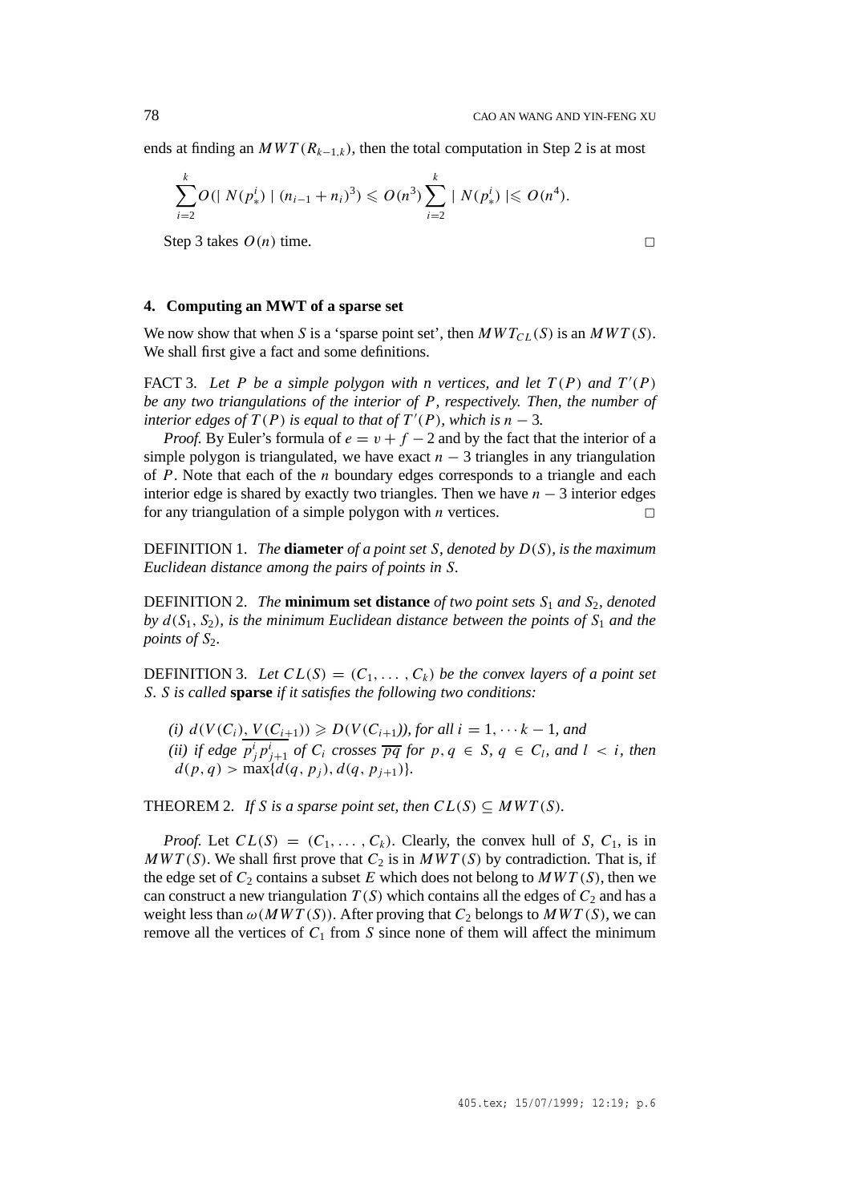ends at finding an $MWT(R_{k-1,k})$, then the total computation in Step 2 is at most

$$\sum_{i=2}^{k} O(\mid N(p_*^i) \mid (n_{i-1}+n_i)^3) \leqslant O(n^3) \sum_{i=2}^{k} \mid N(p_*^i) \mid \leqslant O(n^4).$$

Step 3 takes $O(n)$ time. □

### 4. Computing an MWT of a sparse set

We now show that when $S$ is a 'sparse point set', then $MWT_{CL}(S)$ is an $MWT(S)$. We shall first give a fact and some definitions.

FACT 3. *Let $P$ be a simple polygon with $n$ vertices, and let $T(P)$ and $T'(P)$ be any two triangulations of the interior of $P$, respectively. Then, the number of interior edges of $T(P)$ is equal to that of $T'(P)$, which is $n-3$.*

*Proof.* By Euler's formula of $e = v + f - 2$ and by the fact that the interior of a simple polygon is triangulated, we have exact $n-3$ triangles in any triangulation of $P$. Note that each of the $n$ boundary edges corresponds to a triangle and each interior edge is shared by exactly two triangles. Then we have $n-3$ interior edges for any triangulation of a simple polygon with $n$ vertices. □

DEFINITION 1. *The* **diameter** *of a point set $S$, denoted by $D(S)$, is the maximum Euclidean distance among the pairs of points in $S$.*

DEFINITION 2. *The* **minimum set distance** *of two point sets $S_1$ and $S_2$, denoted by $d(S_1, S_2)$, is the minimum Euclidean distance between the points of $S_1$ and the points of $S_2$.*

DEFINITION 3. *Let $CL(S) = (C_1, \ldots, C_k)$ be the convex layers of a point set $S$. $S$ is called* **sparse** *if it satisfies the following two conditions:*

*(i) $d(V(C_i), V(C_{i+1})) \geqslant D(V(C_{i+1}))$, for all $i = 1, \cdots k-1$, and*
*(ii) if edge $\overline{p_j^i p_{j+1}^i}$ of $C_i$ crosses $\overline{pq}$ for $p, q \in S$, $q \in C_l$, and $l < i$, then $d(p,q) > \max\{d(q, p_j), d(q, p_{j+1})\}$.*

THEOREM 2. *If $S$ is a sparse point set, then $CL(S) \subseteq MWT(S)$.*

*Proof.* Let $CL(S) = (C_1, \ldots, C_k)$. Clearly, the convex hull of $S$, $C_1$, is in $MWT(S)$. We shall first prove that $C_2$ is in $MWT(S)$ by contradiction. That is, if the edge set of $C_2$ contains a subset $E$ which does not belong to $MWT(S)$, then we can construct a new triangulation $T(S)$ which contains all the edges of $C_2$ and has a weight less than $\omega(MWT(S))$. After proving that $C_2$ belongs to $MWT(S)$, we can remove all the vertices of $C_1$ from $S$ since none of them will affect the minimum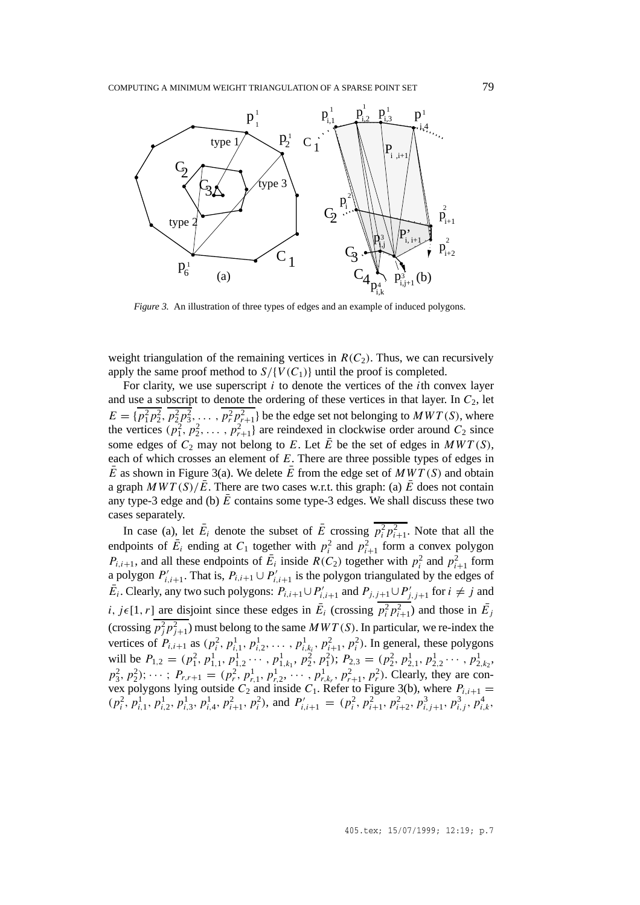*Figure 3.* An illustration of three types of edges and an example of induced polygons.

weight triangulation of the remaining vertices in $R(C_2)$. Thus, we can recursively apply the same proof method to $S/\{V(C_1)\}$ until the proof is completed.

For clarity, we use superscript $i$ to denote the vertices of the $i$th convex layer and use a subscript to denote the ordering of these vertices in that layer. In $C_2$, let $E = \{\overline{p_1^2 p_2^2}, \overline{p_2^2 p_3^2}, \ldots, \overline{p_r^2 p_{r+1}^2}\}$ be the edge set not belonging to $MWT(S)$, where the vertices $(p_1^2, p_2^2, \ldots, p_{r+1}^2)$ are reindexed in clockwise order around $C_2$ since some edges of $C_2$ may not belong to $E$. Let $\bar{E}$ be the set of edges in $MWT(S)$, each of which crosses an element of $E$. There are three possible types of edges in $\bar{E}$ as shown in Figure 3(a). We delete $\bar{E}$ from the edge set of $MWT(S)$ and obtain a graph $MWT(S)/\bar{E}$. There are two cases w.r.t. this graph: (a) $\bar{E}$ does not contain any type-3 edge and (b) $\bar{E}$ contains some type-3 edges. We shall discuss these two cases separately.

In case (a), let $\bar{E}_i$ denote the subset of $\bar{E}$ crossing $\overline{p_i^2 p_{i+1}^2}$. Note that all the endpoints of $\bar{E}_i$ ending at $C_1$ together with $p_i^2$ and $p_{i+1}^2$ form a convex polygon $P_{i,i+1}$, and all these endpoints of $\bar{E}_i$ inside $R(C_2)$ together with $p_i^2$ and $p_{i+1}^2$ form a polygon $P'_{i,i+1}$. That is, $P_{i,i+1} \cup P'_{i,i+1}$ is the polygon triangulated by the edges of $\bar{E}_i$. Clearly, any two such polygons: $P_{i,i+1} \cup P'_{i,i+1}$ and $P_{j,j+1} \cup P'_{j,j+1}$ for $i \neq j$ and $i, j \in [1, r]$ are disjoint since these edges in $\bar{E}_i$ (crossing $\overline{p_i^2 p_{i+1}^2}$) and those in $\bar{E}_j$ (crossing $\overline{p_j^2 p_{j+1}^2}$) must belong to the same $MWT(S)$. In particular, we re-index the vertices of $P_{i,i+1}$ as $(p_i^2, p_{i,1}^1, p_{i,2}^1, \ldots, p_{i,k_i}^1, p_{i+1}^2, p_i^2)$. In general, these polygons will be $P_{1,2} = (p_1^2, p_{1,1}^1, p_{1,2}^1 \cdots, p_{1,k_1}^1, p_2^2, p_1^2)$; $P_{2,3} = (p_2^2, p_{2,1}^1, p_{2,2}^1 \cdots, p_{2,k_2}^1, p_3^2, p_2^2)$; $\cdots$; $P_{r,r+1} = (p_r^2, p_{r,1}^1, p_{r,2}^1, \cdots, p_{r,k_r}^1, p_{r+1}^2, p_r^2)$. Clearly, they are convex polygons lying outside $C_2$ and inside $C_1$. Refer to Figure 3(b), where $P_{i,i+1} = (p_i^2, p_{i,1}^1, p_{i,2}^1, p_{i,3}^1, p_{i,4}^1, p_{i+1}^2, p_i^2)$, and $P'_{i,i+1} = (p_i^2, p_{i+1}^2, p_{i+2}^2, p_{i,j+1}^3, p_{i,j}^3, p_{i,k}^4,$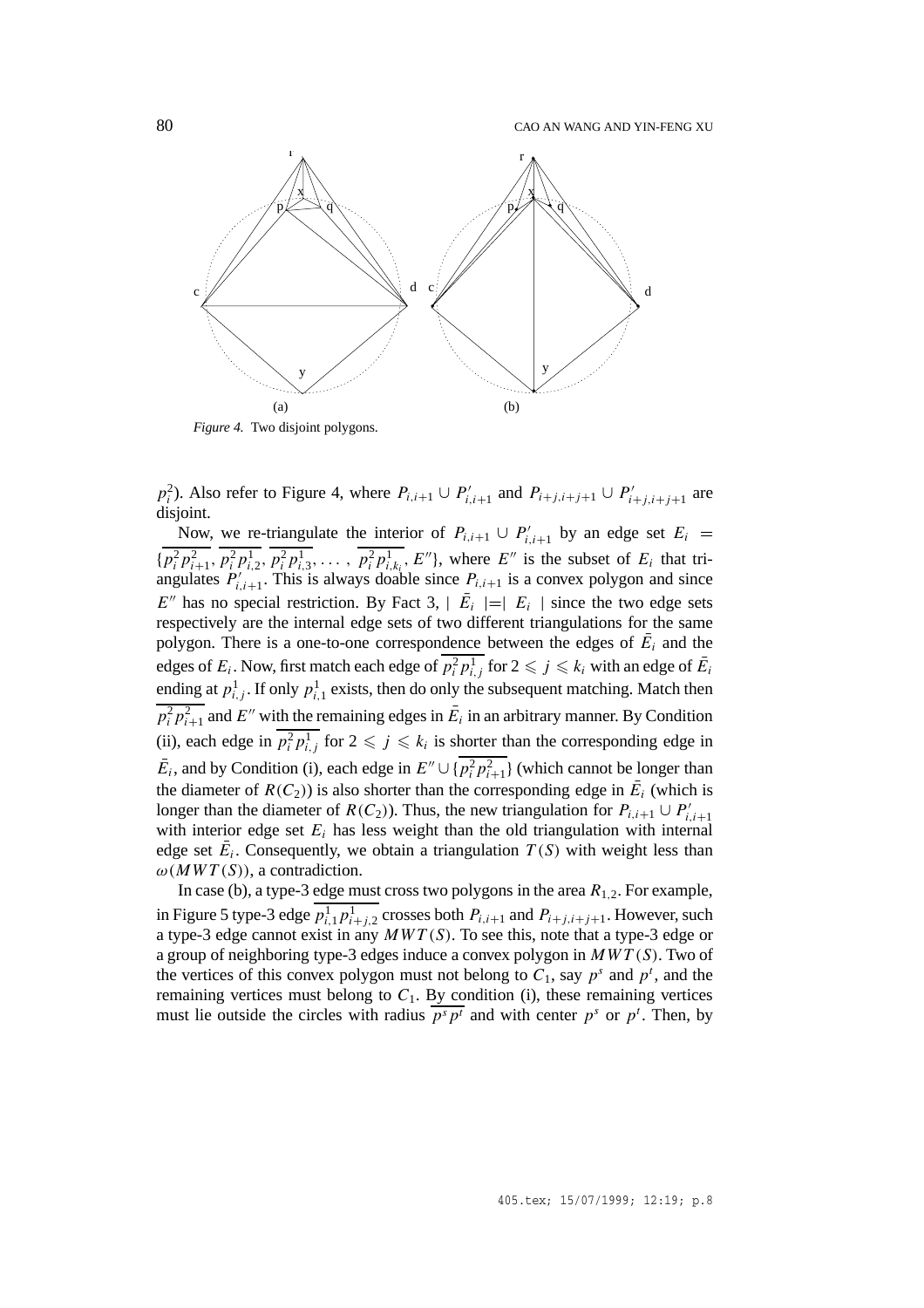*Figure 4.* Two disjoint polygons.

$p_i^2$). Also refer to Figure 4, where $P_{i,i+1} \cup P'_{i,i+1}$ and $P_{i+j,i+j+1} \cup P'_{i+j,i+j+1}$ are disjoint.

Now, we re-triangulate the interior of $P_{i,i+1} \cup P'_{i,i+1}$ by an edge set $E_i = \{\overline{p_i^2 p_{i+1}^2}, \overline{p_i^2 p_{i,2}^1}, \overline{p_i^2 p_{i,3}^1}, \ldots, \overline{p_i^2 p_{i,k_i}^1}, E''\}$, where $E''$ is the subset of $E_i$ that triangulates $P'_{i,i+1}$. This is always doable since $P_{i,i+1}$ is a convex polygon and since $E''$ has no special restriction. By Fact 3, $|\ \bar{E}_i\ | = |\ E_i\ |$ since the two edge sets respectively are the internal edge sets of two different triangulations for the same polygon. There is a one-to-one correspondence between the edges of $\bar{E}_i$ and the edges of $E_i$. Now, first match each edge of $\overline{p_i^2 p_{i,j}^1}$ for $2 \leqslant j \leqslant k_i$ with an edge of $\bar{E}_i$ ending at $p_{i,j}^1$. If only $p_{i,1}^1$ exists, then do only the subsequent matching. Match then $\overline{p_i^2 p_{i+1}^2}$ and $E''$ with the remaining edges in $\bar{E}_i$ in an arbitrary manner. By Condition (ii), each edge in $\overline{p_i^2 p_{i,j}^1}$ for $2 \leqslant j \leqslant k_i$ is shorter than the corresponding edge in $\bar{E}_i$, and by Condition (i), each edge in $E'' \cup \{\overline{p_i^2 p_{i+1}^2}\}$ (which cannot be longer than the diameter of $R(C_2)$) is also shorter than the corresponding edge in $\bar{E}_i$ (which is longer than the diameter of $R(C_2)$). Thus, the new triangulation for $P_{i,i+1} \cup P'_{i,i+1}$ with interior edge set $E_i$ has less weight than the old triangulation with internal edge set $\bar{E}_i$. Consequently, we obtain a triangulation $T(S)$ with weight less than $\omega(MWT(S))$, a contradiction.

In case (b), a type-3 edge must cross two polygons in the area $R_{1,2}$. For example, in Figure 5 type-3 edge $\overline{p_{i,1}^1 p_{i+j,2}^1}$ crosses both $P_{i,i+1}$ and $P_{i+j,i+j+1}$. However, such a type-3 edge cannot exist in any $MWT(S)$. To see this, note that a type-3 edge or a group of neighboring type-3 edges induce a convex polygon in $MWT(S)$. Two of the vertices of this convex polygon must not belong to $C_1$, say $p^s$ and $p^t$, and the remaining vertices must belong to $C_1$. By condition (i), these remaining vertices must lie outside the circles with radius $\overline{p^s p^t}$ and with center $p^s$ or $p^t$. Then, by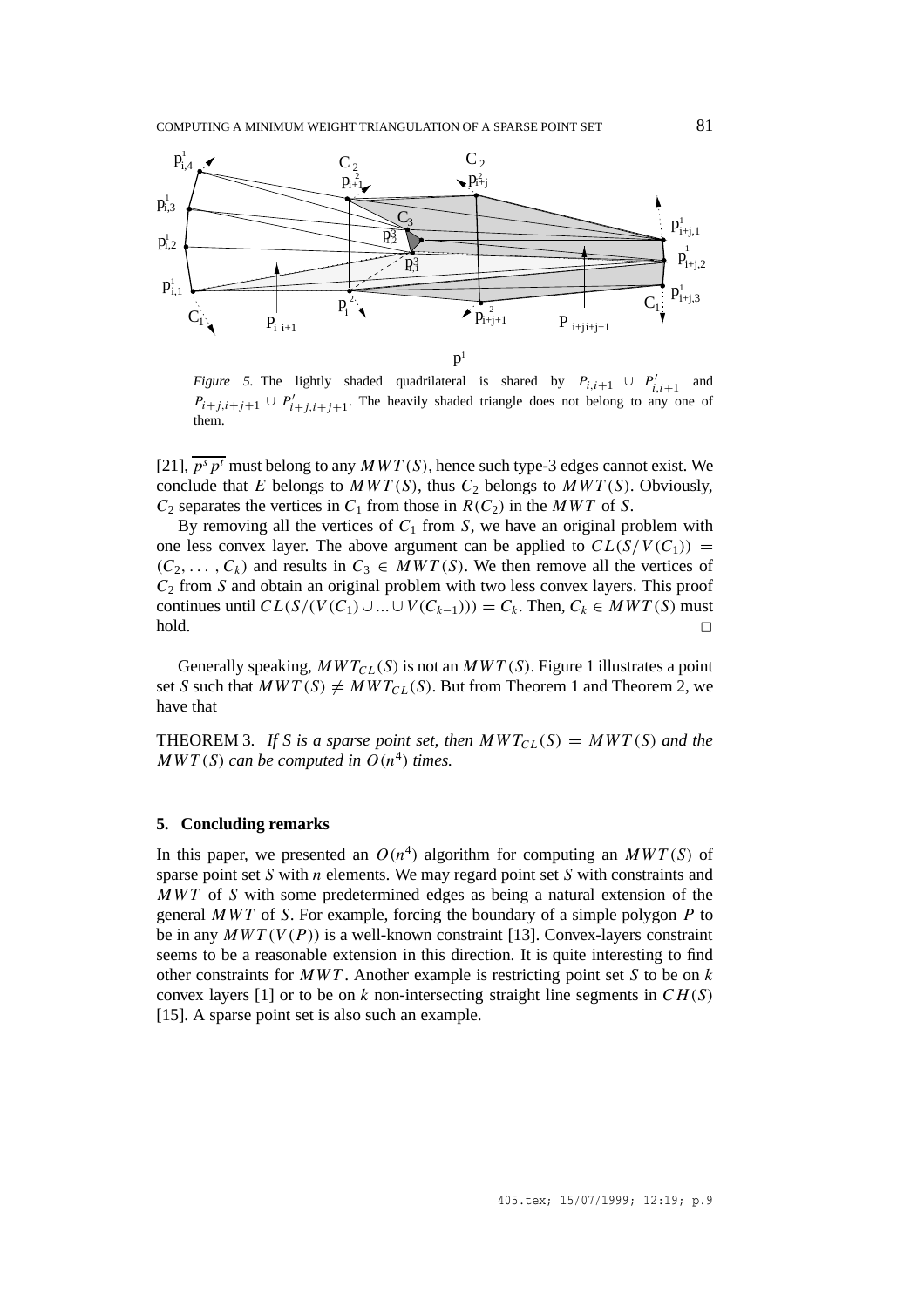*Figure 5.* The lightly shaded quadrilateral is shared by $P_{i,i+1} \cup P'_{i,i+1}$ and $P_{i+j,i+j+1} \cup P'_{i+j,i+j+1}$. The heavily shaded triangle does not belong to any one of them.

[21], $\overline{p^s p^t}$ must belong to any $MWT(S)$, hence such type-3 edges cannot exist. We conclude that $E$ belongs to $MWT(S)$, thus $C_2$ belongs to $MWT(S)$. Obviously, $C_2$ separates the vertices in $C_1$ from those in $R(C_2)$ in the $MWT$ of $S$.

By removing all the vertices of $C_1$ from $S$, we have an original problem with one less convex layer. The above argument can be applied to $CL(S/V(C_1)) = (C_2, \ldots, C_k)$ and results in $C_3 \in MWT(S)$. We then remove all the vertices of $C_2$ from $S$ and obtain an original problem with two less convex layers. This proof continues until $CL(S/(V(C_1) \cup \ldots \cup V(C_{k-1}))) = C_k$. Then, $C_k \in MWT(S)$ must hold. □

Generally speaking, $MWT_{CL}(S)$ is not an $MWT(S)$. Figure 1 illustrates a point set $S$ such that $MWT(S) \neq MWT_{CL}(S)$. But from Theorem 1 and Theorem 2, we have that

THEOREM 3. *If $S$ is a sparse point set, then $MWT_{CL}(S) = MWT(S)$ and the $MWT(S)$ can be computed in $O(n^4)$ times.*

## 5. Concluding remarks

In this paper, we presented an $O(n^4)$ algorithm for computing an $MWT(S)$ of sparse point set $S$ with $n$ elements. We may regard point set $S$ with constraints and $MWT$ of $S$ with some predetermined edges as being a natural extension of the general $MWT$ of $S$. For example, forcing the boundary of a simple polygon $P$ to be in any $MWT(V(P))$ is a well-known constraint [13]. Convex-layers constraint seems to be a reasonable extension in this direction. It is quite interesting to find other constraints for $MWT$. Another example is restricting point set $S$ to be on $k$ convex layers [1] or to be on $k$ non-intersecting straight line segments in $CH(S)$ [15]. A sparse point set is also such an example.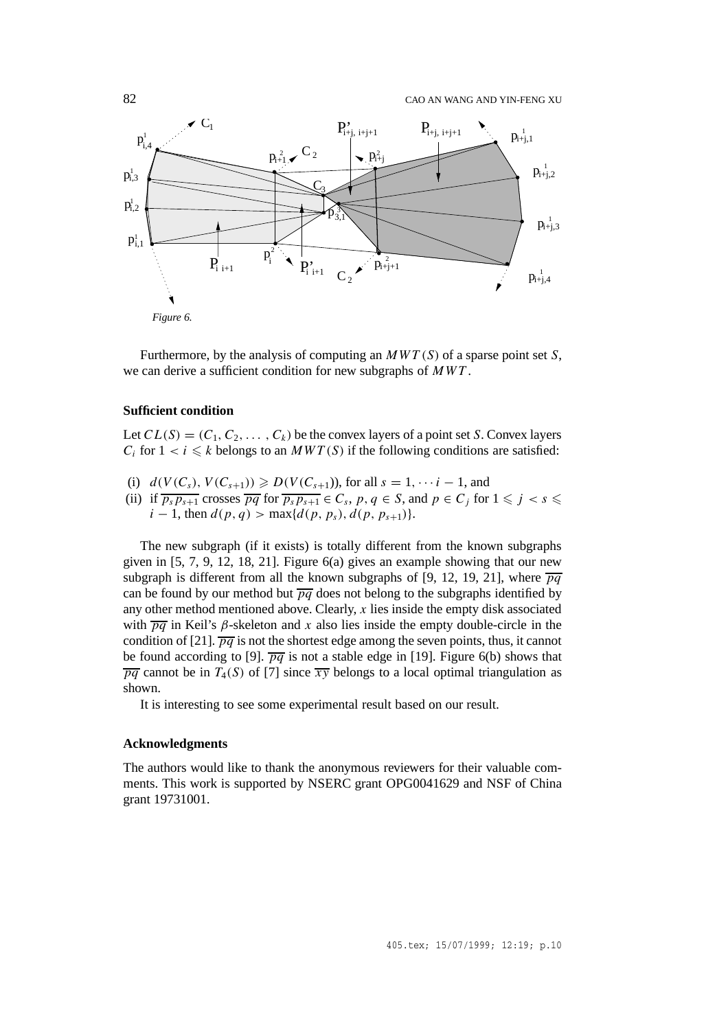*Figure 6.*

Furthermore, by the analysis of computing an $MWT(S)$ of a sparse point set $S$, we can derive a sufficient condition for new subgraphs of $MWT$.

**Sufficient condition**

Let $CL(S) = (C_1, C_2, \ldots, C_k)$ be the convex layers of a point set $S$. Convex layers $C_i$ for $1 < i \leqslant k$ belongs to an $MWT(S)$ if the following conditions are satisfied:

(i) $d(V(C_s), V(C_{s+1})) \geqslant D(V(C_{s+1}))$, for all $s = 1, \cdots i-1$, and

(ii) if $\overline{p_s p_{s+1}}$ crosses $\overline{pq}$ for $\overline{p_s p_{s+1}} \in C_s$, $p, q \in S$, and $p \in C_j$ for $1 \leqslant j < s \leqslant i-1$, then $d(p,q) > \max\{d(p, p_s), d(p, p_{s+1})\}$.

The new subgraph (if it exists) is totally different from the known subgraphs given in [5, 7, 9, 12, 18, 21]. Figure 6(a) gives an example showing that our new subgraph is different from all the known subgraphs of [9, 12, 19, 21], where $\overline{pq}$ can be found by our method but $\overline{pq}$ does not belong to the subgraphs identified by any other method mentioned above. Clearly, $x$ lies inside the empty disk associated with $\overline{pq}$ in Keil's $\beta$-skeleton and $x$ also lies inside the empty double-circle in the condition of [21]. $\overline{pq}$ is not the shortest edge among the seven points, thus, it cannot be found according to [9]. $\overline{pq}$ is not a stable edge in [19]. Figure 6(b) shows that $\overline{pq}$ cannot be in $T_4(S)$ of [7] since $\overline{xy}$ belongs to a local optimal triangulation as shown.

It is interesting to see some experimental result based on our result.

**Acknowledgments**

The authors would like to thank the anonymous reviewers for their valuable comments. This work is supported by NSERC grant OPG0041629 and NSF of China grant 19731001.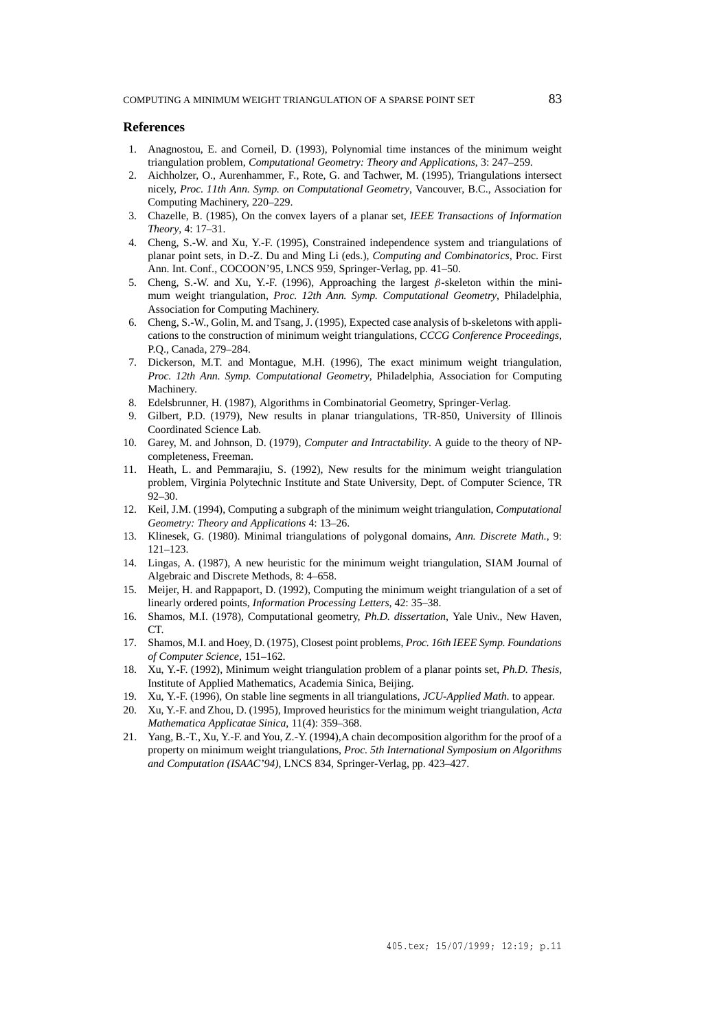## References

1. Anagnostou, E. and Corneil, D. (1993), Polynomial time instances of the minimum weight triangulation problem, *Computational Geometry: Theory and Applications*, 3: 247–259.
2. Aichholzer, O., Aurenhammer, F., Rote, G. and Tachwer, M. (1995), Triangulations intersect nicely, *Proc. 11th Ann. Symp. on Computational Geometry*, Vancouver, B.C., Association for Computing Machinery, 220–229.
3. Chazelle, B. (1985), On the convex layers of a planar set, *IEEE Transactions of Information Theory*, 4: 17–31.
4. Cheng, S.-W. and Xu, Y.-F. (1995), Constrained independence system and triangulations of planar point sets, in D.-Z. Du and Ming Li (eds.), *Computing and Combinatorics*, Proc. First Ann. Int. Conf., COCOON'95, LNCS 959, Springer-Verlag, pp. 41–50.
5. Cheng, S.-W. and Xu, Y.-F. (1996), Approaching the largest $\beta$-skeleton within the minimum weight triangulation, *Proc. 12th Ann. Symp. Computational Geometry*, Philadelphia, Association for Computing Machinery.
6. Cheng, S.-W., Golin, M. and Tsang, J. (1995), Expected case analysis of b-skeletons with applications to the construction of minimum weight triangulations, *CCCG Conference Proceedings*, P.Q., Canada, 279–284.
7. Dickerson, M.T. and Montague, M.H. (1996), The exact minimum weight triangulation, *Proc. 12th Ann. Symp. Computational Geometry*, Philadelphia, Association for Computing Machinery.
8. Edelsbrunner, H. (1987), Algorithms in Combinatorial Geometry, Springer-Verlag.
9. Gilbert, P.D. (1979), New results in planar triangulations, TR-850, University of Illinois Coordinated Science Lab.
10. Garey, M. and Johnson, D. (1979), *Computer and Intractability*. A guide to the theory of NP-completeness, Freeman.
11. Heath, L. and Pemmarajiu, S. (1992), New results for the minimum weight triangulation problem, Virginia Polytechnic Institute and State University, Dept. of Computer Science, TR 92–30.
12. Keil, J.M. (1994), Computing a subgraph of the minimum weight triangulation, *Computational Geometry: Theory and Applications* 4: 13–26.
13. Klinesek, G. (1980). Minimal triangulations of polygonal domains, *Ann. Discrete Math.*, 9: 121–123.
14. Lingas, A. (1987), A new heuristic for the minimum weight triangulation, SIAM Journal of Algebraic and Discrete Methods, 8: 4–658.
15. Meijer, H. and Rappaport, D. (1992), Computing the minimum weight triangulation of a set of linearly ordered points, *Information Processing Letters*, 42: 35–38.
16. Shamos, M.I. (1978), Computational geometry, *Ph.D. dissertation*, Yale Univ., New Haven, CT.
17. Shamos, M.I. and Hoey, D. (1975), Closest point problems, *Proc. 16th IEEE Symp. Foundations of Computer Science*, 151–162.
18. Xu, Y.-F. (1992), Minimum weight triangulation problem of a planar points set, *Ph.D. Thesis*, Institute of Applied Mathematics, Academia Sinica, Beijing.
19. Xu, Y.-F. (1996), On stable line segments in all triangulations, *JCU-Applied Math.* to appear.
20. Xu, Y.-F. and Zhou, D. (1995), Improved heuristics for the minimum weight triangulation, *Acta Mathematica Applicatae Sinica*, 11(4): 359–368.
21. Yang, B.-T., Xu, Y.-F. and You, Z.-Y. (1994),A chain decomposition algorithm for the proof of a property on minimum weight triangulations, *Proc. 5th International Symposium on Algorithms and Computation (ISAAC'94)*, LNCS 834, Springer-Verlag, pp. 423–427.